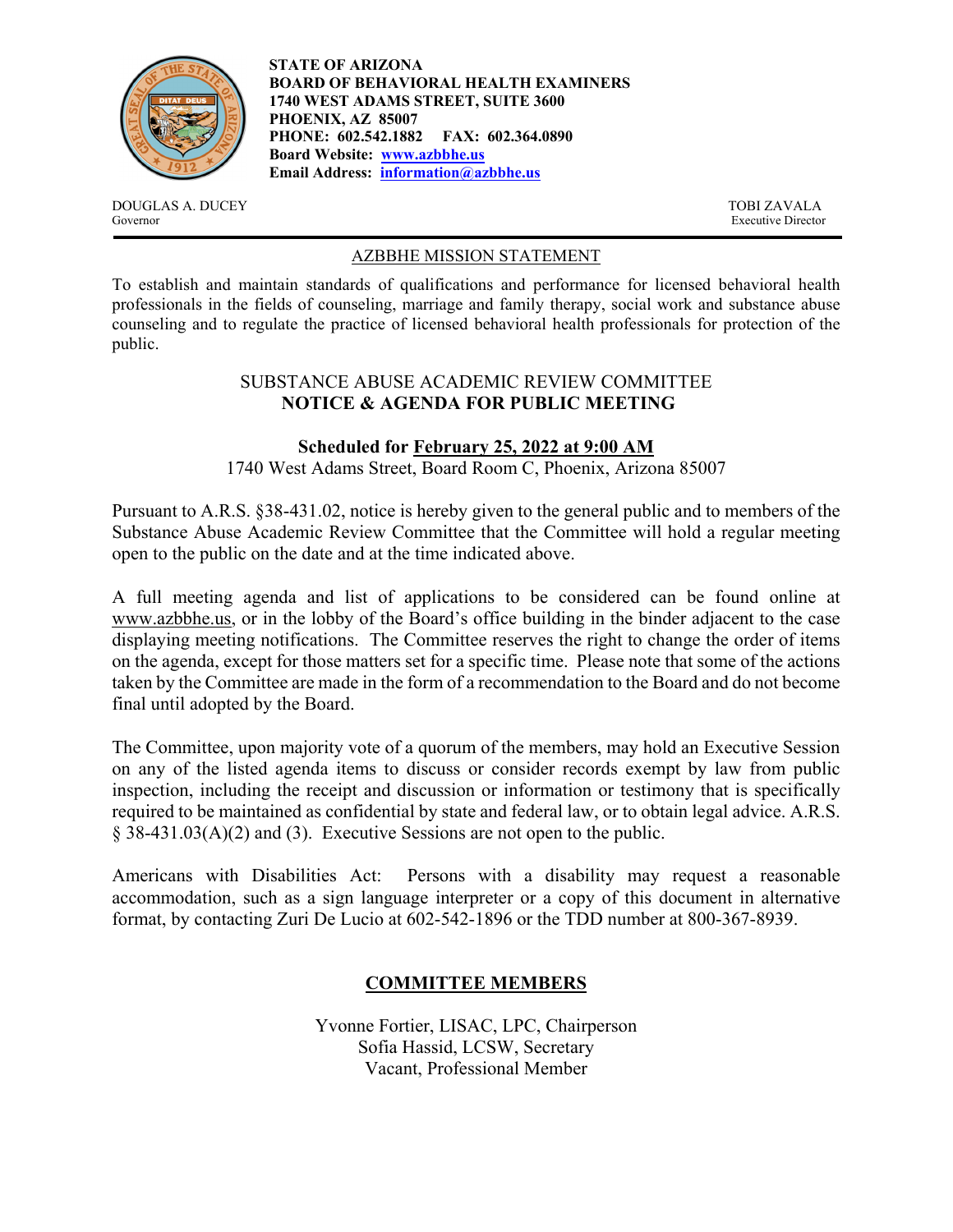**STATE OF ARIZONA**
**BOARD OF BEHAVIORAL HEALTH EXAMINERS**
**1740 WEST ADAMS STREET, SUITE 3600**
**PHOENIX, AZ 85007**
**PHONE: 602.542.1882 FAX: 602.364.0890**
**Board Website: [www.azbbhe.us](http://www.azbbhe.us)**
**Email Address: [information@azbbhe.us](mailto:information@azbbhe.us)**

DOUGLAS A. DUCEY
Governor

TOBI ZAVALA
Executive Director

---

## AZBBHE MISSION STATEMENT

To establish and maintain standards of qualifications and performance for licensed behavioral health professionals in the fields of counseling, marriage and family therapy, social work and substance abuse counseling and to regulate the practice of licensed behavioral health professionals for protection of the public.

## SUBSTANCE ABUSE ACADEMIC REVIEW COMMITTEE
## NOTICE & AGENDA FOR PUBLIC MEETING

**Scheduled for February 25, 2022 at 9:00 AM**
1740 West Adams Street, Board Room C, Phoenix, Arizona 85007

Pursuant to A.R.S. §38-431.02, notice is hereby given to the general public and to members of the Substance Abuse Academic Review Committee that the Committee will hold a regular meeting open to the public on the date and at the time indicated above.

A full meeting agenda and list of applications to be considered can be found online at www.azbbhe.us, or in the lobby of the Board's office building in the binder adjacent to the case displaying meeting notifications. The Committee reserves the right to change the order of items on the agenda, except for those matters set for a specific time. Please note that some of the actions taken by the Committee are made in the form of a recommendation to the Board and do not become final until adopted by the Board.

The Committee, upon majority vote of a quorum of the members, may hold an Executive Session on any of the listed agenda items to discuss or consider records exempt by law from public inspection, including the receipt and discussion or information or testimony that is specifically required to be maintained as confidential by state and federal law, or to obtain legal advice. A.R.S. § 38-431.03(A)(2) and (3). Executive Sessions are not open to the public.

Americans with Disabilities Act: Persons with a disability may request a reasonable accommodation, such as a sign language interpreter or a copy of this document in alternative format, by contacting Zuri De Lucio at 602-542-1896 or the TDD number at 800-367-8939.

## COMMITTEE MEMBERS

Yvonne Fortier, LISAC, LPC, Chairperson
Sofia Hassid, LCSW, Secretary
Vacant, Professional Member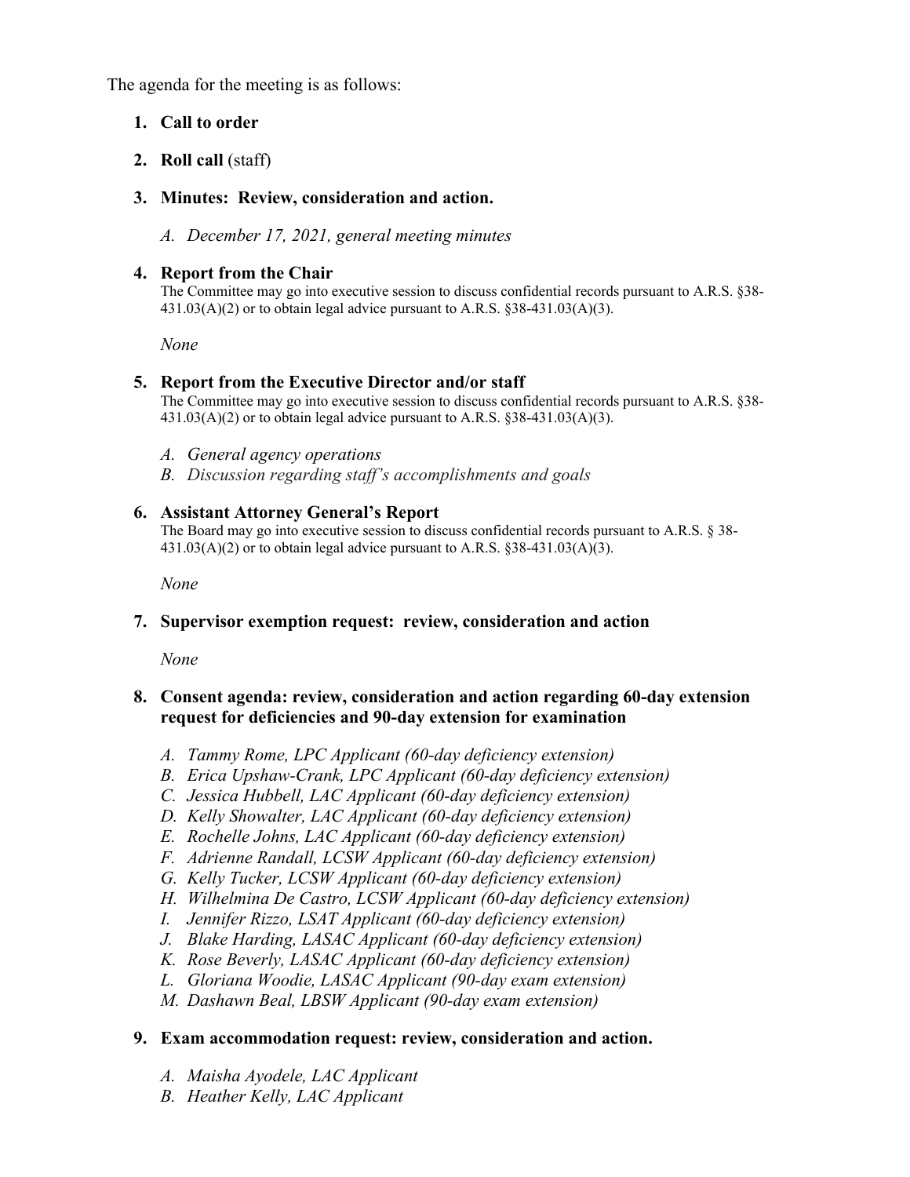The agenda for the meeting is as follows:

1. **Call to order**

2. **Roll call** (staff)

3. **Minutes: Review, consideration and action.**

   A. *December 17, 2021, general meeting minutes*

4. **Report from the Chair**
   The Committee may go into executive session to discuss confidential records pursuant to A.R.S. §38-431.03(A)(2) or to obtain legal advice pursuant to A.R.S. §38-431.03(A)(3).

   *None*

5. **Report from the Executive Director and/or staff**
   The Committee may go into executive session to discuss confidential records pursuant to A.R.S. §38-431.03(A)(2) or to obtain legal advice pursuant to A.R.S. §38-431.03(A)(3).

   A. *General agency operations*
   B. *Discussion regarding staff's accomplishments and goals*

6. **Assistant Attorney General's Report**
   The Board may go into executive session to discuss confidential records pursuant to A.R.S. § 38-431.03(A)(2) or to obtain legal advice pursuant to A.R.S. §38-431.03(A)(3).

   *None*

7. **Supervisor exemption request: review, consideration and action**

   *None*

8. **Consent agenda: review, consideration and action regarding 60-day extension request for deficiencies and 90-day extension for examination**

   A. *Tammy Rome, LPC Applicant (60-day deficiency extension)*
   B. *Erica Upshaw-Crank, LPC Applicant (60-day deficiency extension)*
   C. *Jessica Hubbell, LAC Applicant (60-day deficiency extension)*
   D. *Kelly Showalter, LAC Applicant (60-day deficiency extension)*
   E. *Rochelle Johns, LAC Applicant (60-day deficiency extension)*
   F. *Adrienne Randall, LCSW Applicant (60-day deficiency extension)*
   G. *Kelly Tucker, LCSW Applicant (60-day deficiency extension)*
   H. *Wilhelmina De Castro, LCSW Applicant (60-day deficiency extension)*
   I. *Jennifer Rizzo, LSAT Applicant (60-day deficiency extension)*
   J. *Blake Harding, LASAC Applicant (60-day deficiency extension)*
   K. *Rose Beverly, LASAC Applicant (60-day deficiency extension)*
   L. *Gloriana Woodie, LASAC Applicant (90-day exam extension)*
   M. *Dashawn Beal, LBSW Applicant (90-day exam extension)*

9. **Exam accommodation request: review, consideration and action.**

   A. *Maisha Ayodele, LAC Applicant*
   B. *Heather Kelly, LAC Applicant*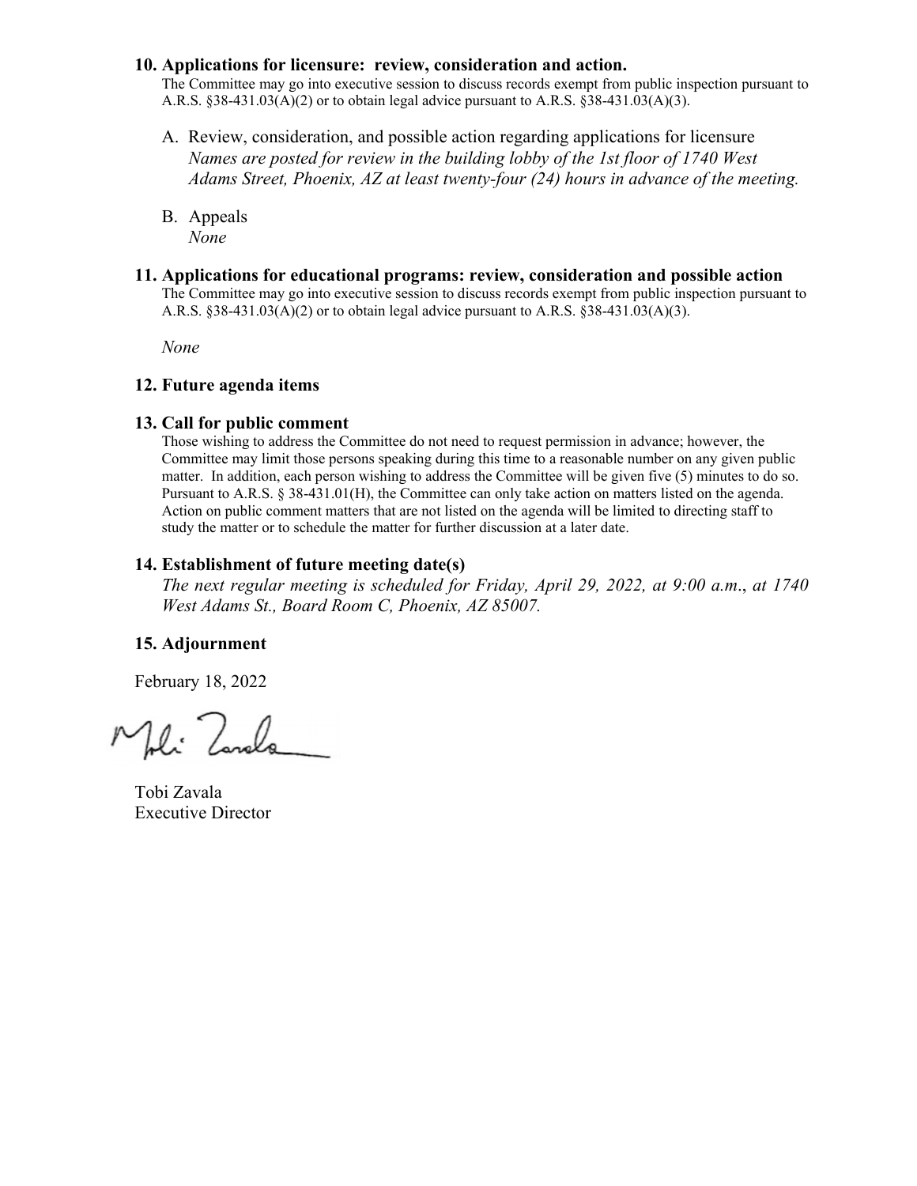**10. Applications for licensure: review, consideration and action.**

The Committee may go into executive session to discuss records exempt from public inspection pursuant to A.R.S. §38-431.03(A)(2) or to obtain legal advice pursuant to A.R.S. §38-431.03(A)(3).

A. Review, consideration, and possible action regarding applications for licensure
*Names are posted for review in the building lobby of the 1st floor of 1740 West Adams Street, Phoenix, AZ at least twenty-four (24) hours in advance of the meeting.*

B. Appeals
*None*

**11. Applications for educational programs: review, consideration and possible action**

The Committee may go into executive session to discuss records exempt from public inspection pursuant to A.R.S. §38-431.03(A)(2) or to obtain legal advice pursuant to A.R.S. §38-431.03(A)(3).

*None*

**12. Future agenda items**

**13. Call for public comment**

Those wishing to address the Committee do not need to request permission in advance; however, the Committee may limit those persons speaking during this time to a reasonable number on any given public matter. In addition, each person wishing to address the Committee will be given five (5) minutes to do so. Pursuant to A.R.S. § 38-431.01(H), the Committee can only take action on matters listed on the agenda. Action on public comment matters that are not listed on the agenda will be limited to directing staff to study the matter or to schedule the matter for further discussion at a later date.

**14. Establishment of future meeting date(s)**

*The next regular meeting is scheduled for Friday, April 29, 2022, at 9:00 a.m., at 1740 West Adams St., Board Room C, Phoenix, AZ 85007.*

**15. Adjournment**

February 18, 2022

Tobi Zavala
Executive Director